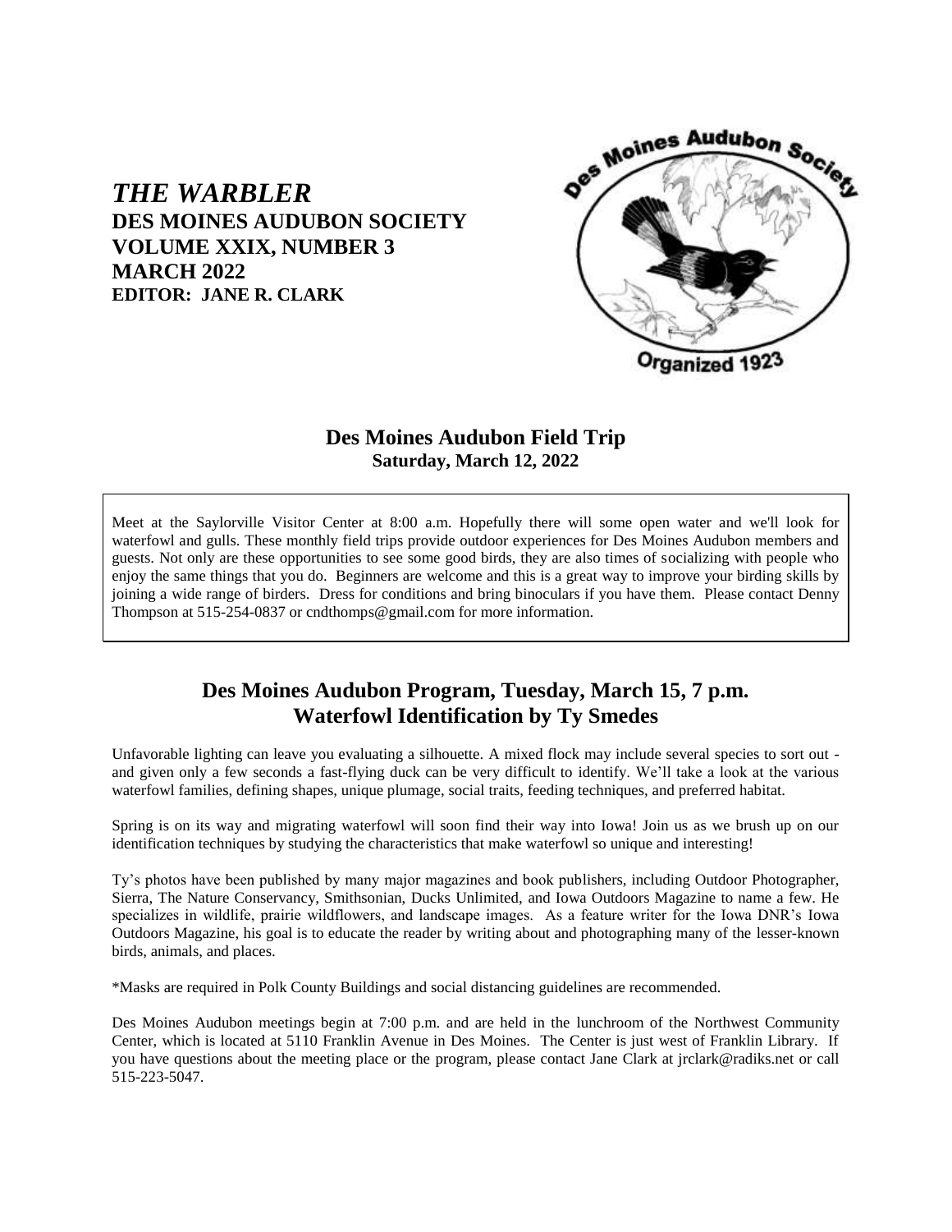# *THE WARBLER*

**DES MOINES AUDUBON SOCIETY**
**VOLUME XXIX, NUMBER 3**
**MARCH 2022**
**EDITOR: JANE R. CLARK**

Des Moines Audubon Society
Organized 1923

## Des Moines Audubon Field Trip

**Saturday, March 12, 2022**

Meet at the Saylorville Visitor Center at 8:00 a.m. Hopefully there will some open water and we'll look for waterfowl and gulls. These monthly field trips provide outdoor experiences for Des Moines Audubon members and guests. Not only are these opportunities to see some good birds, they are also times of socializing with people who enjoy the same things that you do. Beginners are welcome and this is a great way to improve your birding skills by joining a wide range of birders. Dress for conditions and bring binoculars if you have them. Please contact Denny Thompson at 515-254-0837 or cndthomps@gmail.com for more information.

## Des Moines Audubon Program, Tuesday, March 15, 7 p.m.
## Waterfowl Identification by Ty Smedes

Unfavorable lighting can leave you evaluating a silhouette. A mixed flock may include several species to sort out - and given only a few seconds a fast-flying duck can be very difficult to identify. We'll take a look at the various waterfowl families, defining shapes, unique plumage, social traits, feeding techniques, and preferred habitat.

Spring is on its way and migrating waterfowl will soon find their way into Iowa! Join us as we brush up on our identification techniques by studying the characteristics that make waterfowl so unique and interesting!

Ty's photos have been published by many major magazines and book publishers, including Outdoor Photographer, Sierra, The Nature Conservancy, Smithsonian, Ducks Unlimited, and Iowa Outdoors Magazine to name a few. He specializes in wildlife, prairie wildflowers, and landscape images. As a feature writer for the Iowa DNR's Iowa Outdoors Magazine, his goal is to educate the reader by writing about and photographing many of the lesser-known birds, animals, and places.

*Masks are required in Polk County Buildings and social distancing guidelines are recommended.

Des Moines Audubon meetings begin at 7:00 p.m. and are held in the lunchroom of the Northwest Community Center, which is located at 5110 Franklin Avenue in Des Moines. The Center is just west of Franklin Library. If you have questions about the meeting place or the program, please contact Jane Clark at jrclark@radiks.net or call 515-223-5047.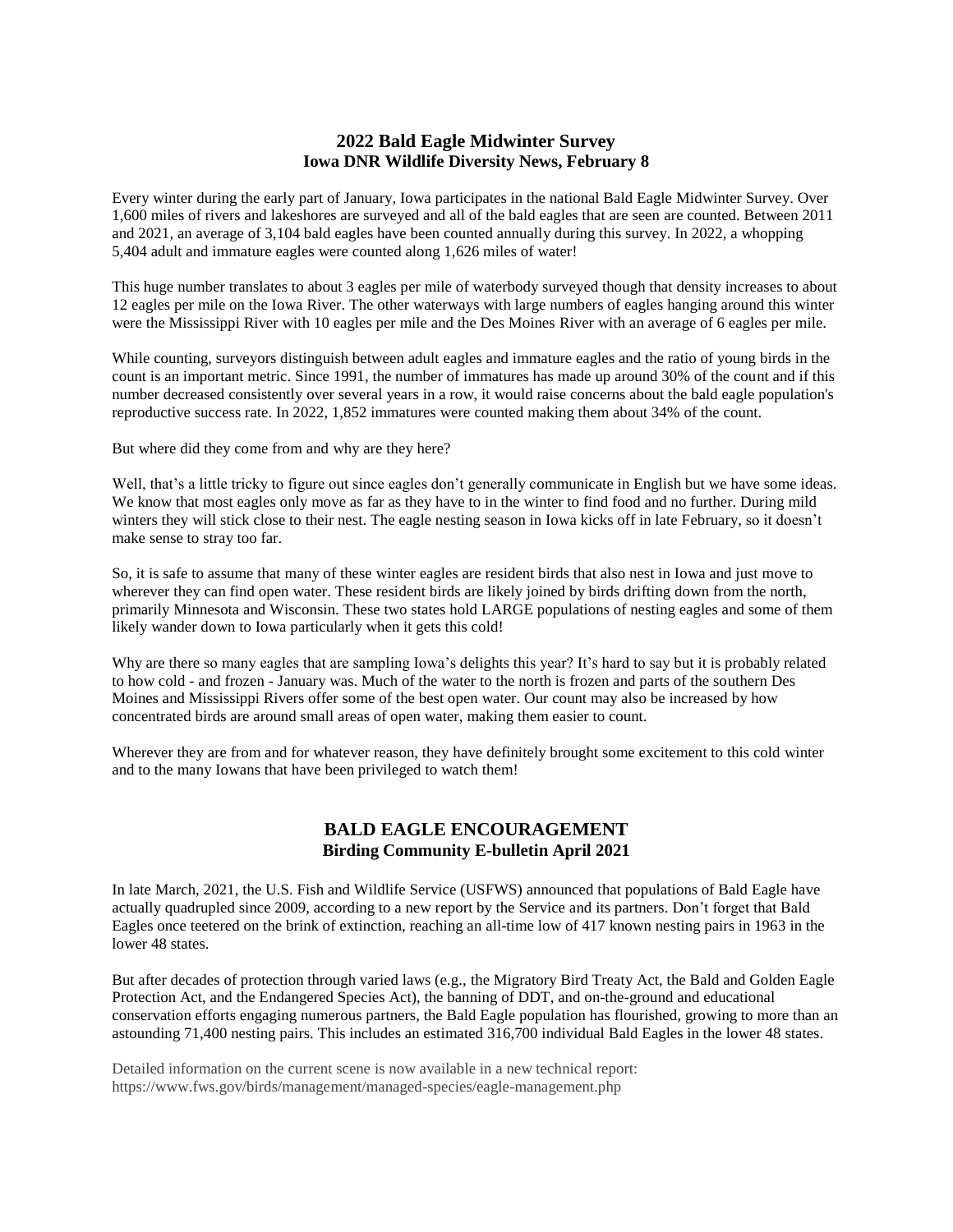## 2022 Bald Eagle Midwinter Survey
### Iowa DNR Wildlife Diversity News, February 8

Every winter during the early part of January, Iowa participates in the national Bald Eagle Midwinter Survey. Over 1,600 miles of rivers and lakeshores are surveyed and all of the bald eagles that are seen are counted. Between 2011 and 2021, an average of 3,104 bald eagles have been counted annually during this survey. In 2022, a whopping 5,404 adult and immature eagles were counted along 1,626 miles of water!

This huge number translates to about 3 eagles per mile of waterbody surveyed though that density increases to about 12 eagles per mile on the Iowa River. The other waterways with large numbers of eagles hanging around this winter were the Mississippi River with 10 eagles per mile and the Des Moines River with an average of 6 eagles per mile.

While counting, surveyors distinguish between adult eagles and immature eagles and the ratio of young birds in the count is an important metric. Since 1991, the number of immatures has made up around 30% of the count and if this number decreased consistently over several years in a row, it would raise concerns about the bald eagle population's reproductive success rate. In 2022, 1,852 immatures were counted making them about 34% of the count.

But where did they come from and why are they here?

Well, that's a little tricky to figure out since eagles don't generally communicate in English but we have some ideas. We know that most eagles only move as far as they have to in the winter to find food and no further. During mild winters they will stick close to their nest. The eagle nesting season in Iowa kicks off in late February, so it doesn't make sense to stray too far.

So, it is safe to assume that many of these winter eagles are resident birds that also nest in Iowa and just move to wherever they can find open water. These resident birds are likely joined by birds drifting down from the north, primarily Minnesota and Wisconsin. These two states hold LARGE populations of nesting eagles and some of them likely wander down to Iowa particularly when it gets this cold!

Why are there so many eagles that are sampling Iowa's delights this year? It's hard to say but it is probably related to how cold - and frozen - January was. Much of the water to the north is frozen and parts of the southern Des Moines and Mississippi Rivers offer some of the best open water. Our count may also be increased by how concentrated birds are around small areas of open water, making them easier to count.

Wherever they are from and for whatever reason, they have definitely brought some excitement to this cold winter and to the many Iowans that have been privileged to watch them!

## BALD EAGLE ENCOURAGEMENT
### Birding Community E-bulletin April 2021

In late March, 2021, the U.S. Fish and Wildlife Service (USFWS) announced that populations of Bald Eagle have actually quadrupled since 2009, according to a new report by the Service and its partners. Don't forget that Bald Eagles once teetered on the brink of extinction, reaching an all-time low of 417 known nesting pairs in 1963 in the lower 48 states.

But after decades of protection through varied laws (e.g., the Migratory Bird Treaty Act, the Bald and Golden Eagle Protection Act, and the Endangered Species Act), the banning of DDT, and on-the-ground and educational conservation efforts engaging numerous partners, the Bald Eagle population has flourished, growing to more than an astounding 71,400 nesting pairs. This includes an estimated 316,700 individual Bald Eagles in the lower 48 states.

Detailed information on the current scene is now available in a new technical report:
https://www.fws.gov/birds/management/managed-species/eagle-management.php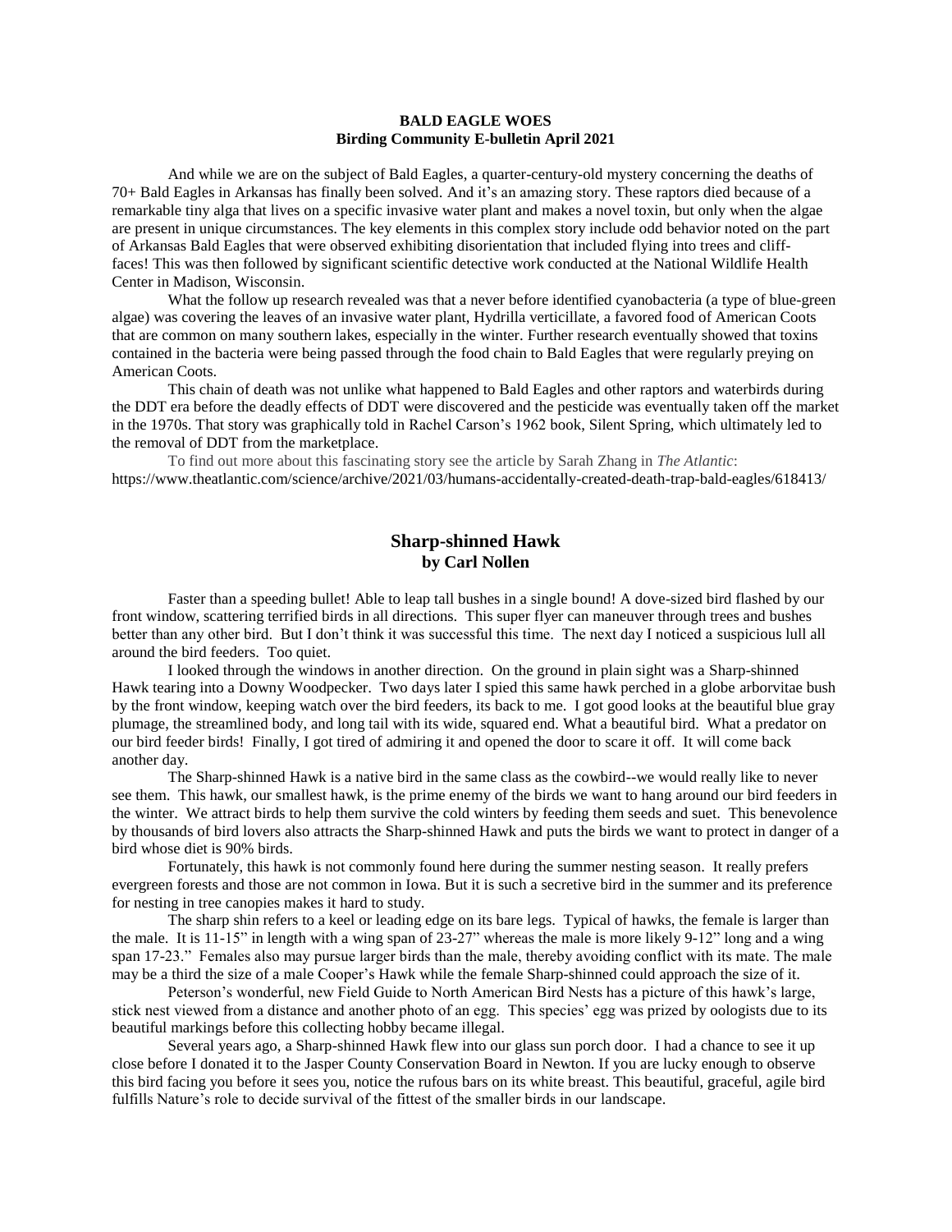**BALD EAGLE WOES**
**Birding Community E-bulletin April 2021**

And while we are on the subject of Bald Eagles, a quarter-century-old mystery concerning the deaths of 70+ Bald Eagles in Arkansas has finally been solved. And it's an amazing story. These raptors died because of a remarkable tiny alga that lives on a specific invasive water plant and makes a novel toxin, but only when the algae are present in unique circumstances. The key elements in this complex story include odd behavior noted on the part of Arkansas Bald Eagles that were observed exhibiting disorientation that included flying into trees and cliff-faces! This was then followed by significant scientific detective work conducted at the National Wildlife Health Center in Madison, Wisconsin.

What the follow up research revealed was that a never before identified cyanobacteria (a type of blue-green algae) was covering the leaves of an invasive water plant, Hydrilla verticillate, a favored food of American Coots that are common on many southern lakes, especially in the winter. Further research eventually showed that toxins contained in the bacteria were being passed through the food chain to Bald Eagles that were regularly preying on American Coots.

This chain of death was not unlike what happened to Bald Eagles and other raptors and waterbirds during the DDT era before the deadly effects of DDT were discovered and the pesticide was eventually taken off the market in the 1970s. That story was graphically told in Rachel Carson's 1962 book, Silent Spring, which ultimately led to the removal of DDT from the marketplace.

To find out more about this fascinating story see the article by Sarah Zhang in *The Atlantic*: https://www.theatlantic.com/science/archive/2021/03/humans-accidentally-created-death-trap-bald-eagles/618413/

## Sharp-shinned Hawk
**by Carl Nollen**

Faster than a speeding bullet! Able to leap tall bushes in a single bound! A dove-sized bird flashed by our front window, scattering terrified birds in all directions. This super flyer can maneuver through trees and bushes better than any other bird. But I don't think it was successful this time. The next day I noticed a suspicious lull all around the bird feeders. Too quiet.

I looked through the windows in another direction. On the ground in plain sight was a Sharp-shinned Hawk tearing into a Downy Woodpecker. Two days later I spied this same hawk perched in a globe arborvitae bush by the front window, keeping watch over the bird feeders, its back to me. I got good looks at the beautiful blue gray plumage, the streamlined body, and long tail with its wide, squared end. What a beautiful bird. What a predator on our bird feeder birds! Finally, I got tired of admiring it and opened the door to scare it off. It will come back another day.

The Sharp-shinned Hawk is a native bird in the same class as the cowbird--we would really like to never see them. This hawk, our smallest hawk, is the prime enemy of the birds we want to hang around our bird feeders in the winter. We attract birds to help them survive the cold winters by feeding them seeds and suet. This benevolence by thousands of bird lovers also attracts the Sharp-shinned Hawk and puts the birds we want to protect in danger of a bird whose diet is 90% birds.

Fortunately, this hawk is not commonly found here during the summer nesting season. It really prefers evergreen forests and those are not common in Iowa. But it is such a secretive bird in the summer and its preference for nesting in tree canopies makes it hard to study.

The sharp shin refers to a keel or leading edge on its bare legs. Typical of hawks, the female is larger than the male. It is 11-15" in length with a wing span of 23-27" whereas the male is more likely 9-12" long and a wing span 17-23." Females also may pursue larger birds than the male, thereby avoiding conflict with its mate. The male may be a third the size of a male Cooper's Hawk while the female Sharp-shinned could approach the size of it.

Peterson's wonderful, new Field Guide to North American Bird Nests has a picture of this hawk's large, stick nest viewed from a distance and another photo of an egg. This species' egg was prized by oologists due to its beautiful markings before this collecting hobby became illegal.

Several years ago, a Sharp-shinned Hawk flew into our glass sun porch door. I had a chance to see it up close before I donated it to the Jasper County Conservation Board in Newton. If you are lucky enough to observe this bird facing you before it sees you, notice the rufous bars on its white breast. This beautiful, graceful, agile bird fulfills Nature's role to decide survival of the fittest of the smaller birds in our landscape.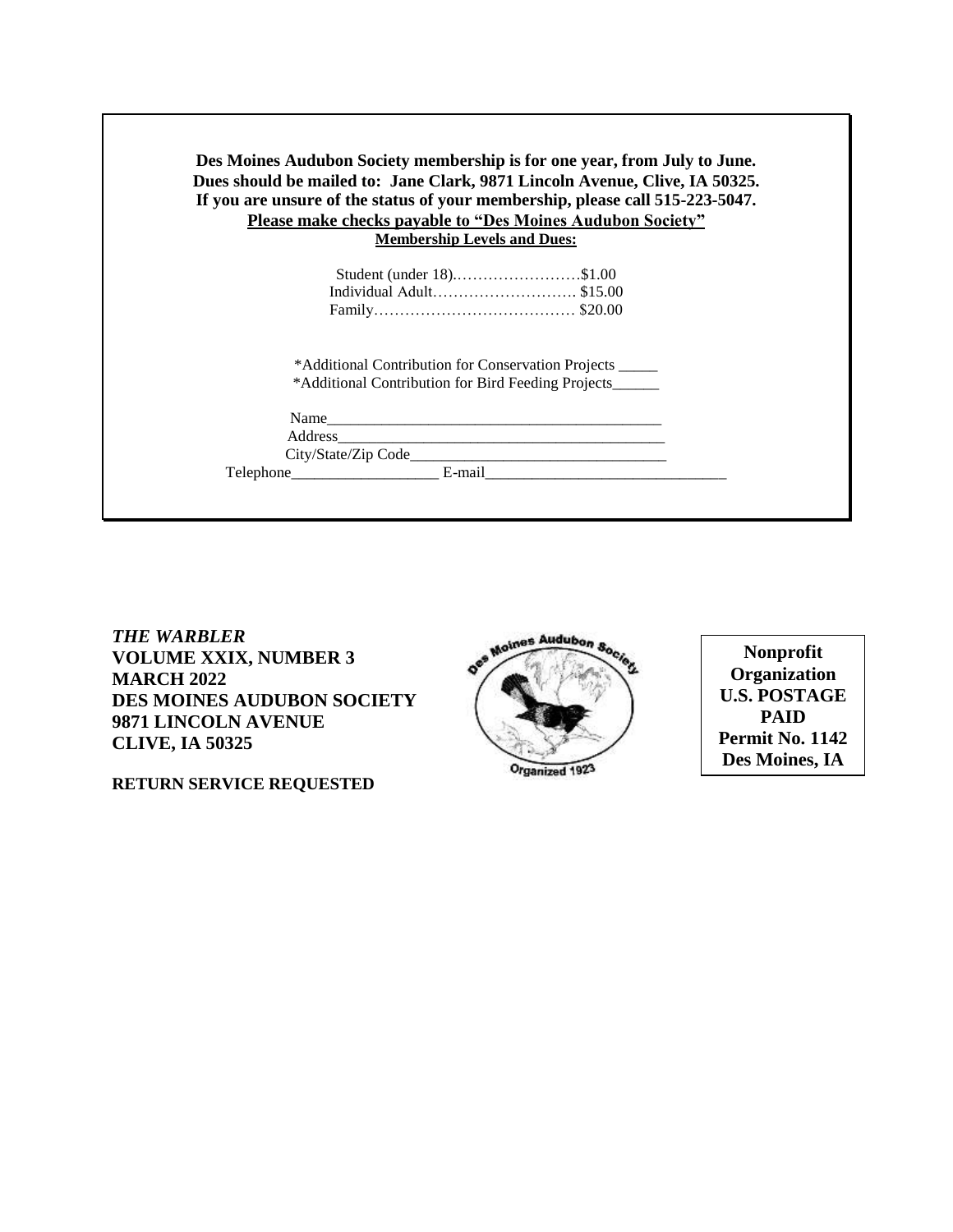**Des Moines Audubon Society membership is for one year, from July to June.**
**Dues should be mailed to: Jane Clark, 9871 Lincoln Avenue, Clive, IA 50325.**
**If you are unsure of the status of your membership, please call 515-223-5047.**
**Please make checks payable to "Des Moines Audubon Society"**

**Membership Levels and Dues:**

Student (under 18)……………………$1.00
Individual Adult………………………. $15.00
Family………………………………… $20.00

*Additional Contribution for Conservation Projects _____
*Additional Contribution for Bird Feeding Projects______

Name____________________________________________
Address__________________________________________
City/State/Zip Code________________________________
Telephone___________________ E-mail_______________________________

***THE WARBLER***
**VOLUME XXIX, NUMBER 3**
**MARCH 2022**
**DES MOINES AUDUBON SOCIETY**
**9871 LINCOLN AVENUE**
**CLIVE, IA 50325**

**RETURN SERVICE REQUESTED**

Des Moines Audubon Society
Organized 1923

**Nonprofit Organization**
**U.S. POSTAGE PAID**
**Permit No. 1142**
**Des Moines, IA**